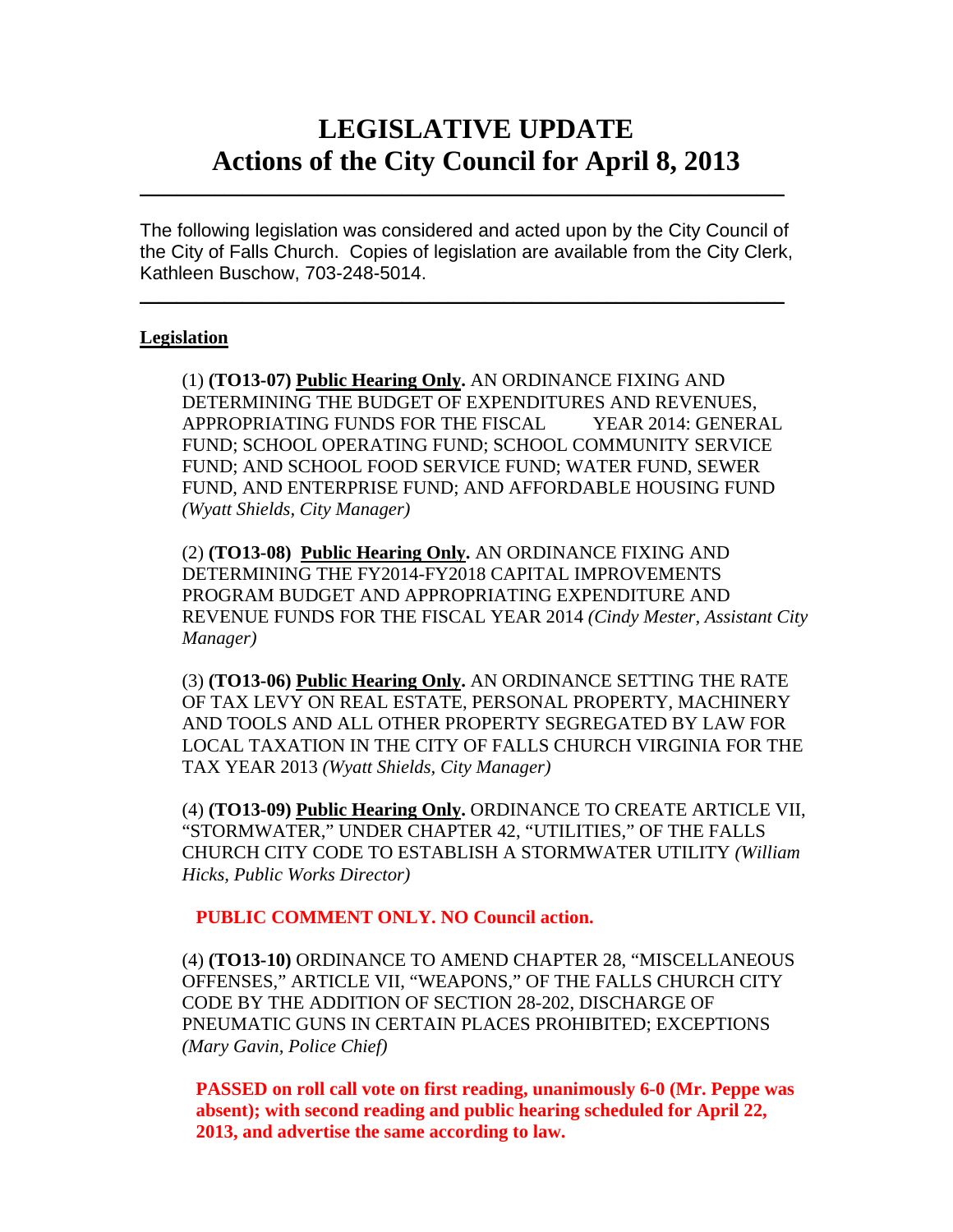# LEGISLATIVE UPDATE
# Actions of the City Council for April 8, 2013

---

The following legislation was considered and acted upon by the City Council of the City of Falls Church. Copies of legislation are available from the City Clerk, Kathleen Buschow, 703-248-5014.

---

**Legislation**

(1) **(TO13-07) Public Hearing Only.** AN ORDINANCE FIXING AND DETERMINING THE BUDGET OF EXPENDITURES AND REVENUES, APPROPRIATING FUNDS FOR THE FISCAL YEAR 2014: GENERAL FUND; SCHOOL OPERATING FUND; SCHOOL COMMUNITY SERVICE FUND; AND SCHOOL FOOD SERVICE FUND; WATER FUND, SEWER FUND, AND ENTERPRISE FUND; AND AFFORDABLE HOUSING FUND *(Wyatt Shields, City Manager)*

(2) **(TO13-08) Public Hearing Only.** AN ORDINANCE FIXING AND DETERMINING THE FY2014-FY2018 CAPITAL IMPROVEMENTS PROGRAM BUDGET AND APPROPRIATING EXPENDITURE AND REVENUE FUNDS FOR THE FISCAL YEAR 2014 *(Cindy Mester, Assistant City Manager)*

(3) **(TO13-06) Public Hearing Only.** AN ORDINANCE SETTING THE RATE OF TAX LEVY ON REAL ESTATE, PERSONAL PROPERTY, MACHINERY AND TOOLS AND ALL OTHER PROPERTY SEGREGATED BY LAW FOR LOCAL TAXATION IN THE CITY OF FALLS CHURCH VIRGINIA FOR THE TAX YEAR 2013 *(Wyatt Shields, City Manager)*

(4) **(TO13-09) Public Hearing Only.** ORDINANCE TO CREATE ARTICLE VII, "STORMWATER," UNDER CHAPTER 42, "UTILITIES," OF THE FALLS CHURCH CITY CODE TO ESTABLISH A STORMWATER UTILITY *(William Hicks, Public Works Director)*

**PUBLIC COMMENT ONLY. NO Council action.**

(4) **(TO13-10)** ORDINANCE TO AMEND CHAPTER 28, "MISCELLANEOUS OFFENSES," ARTICLE VII, "WEAPONS," OF THE FALLS CHURCH CITY CODE BY THE ADDITION OF SECTION 28-202, DISCHARGE OF PNEUMATIC GUNS IN CERTAIN PLACES PROHIBITED; EXCEPTIONS *(Mary Gavin, Police Chief)*

**PASSED on roll call vote on first reading, unanimously 6-0 (Mr. Peppe was absent); with second reading and public hearing scheduled for April 22, 2013, and advertise the same according to law.**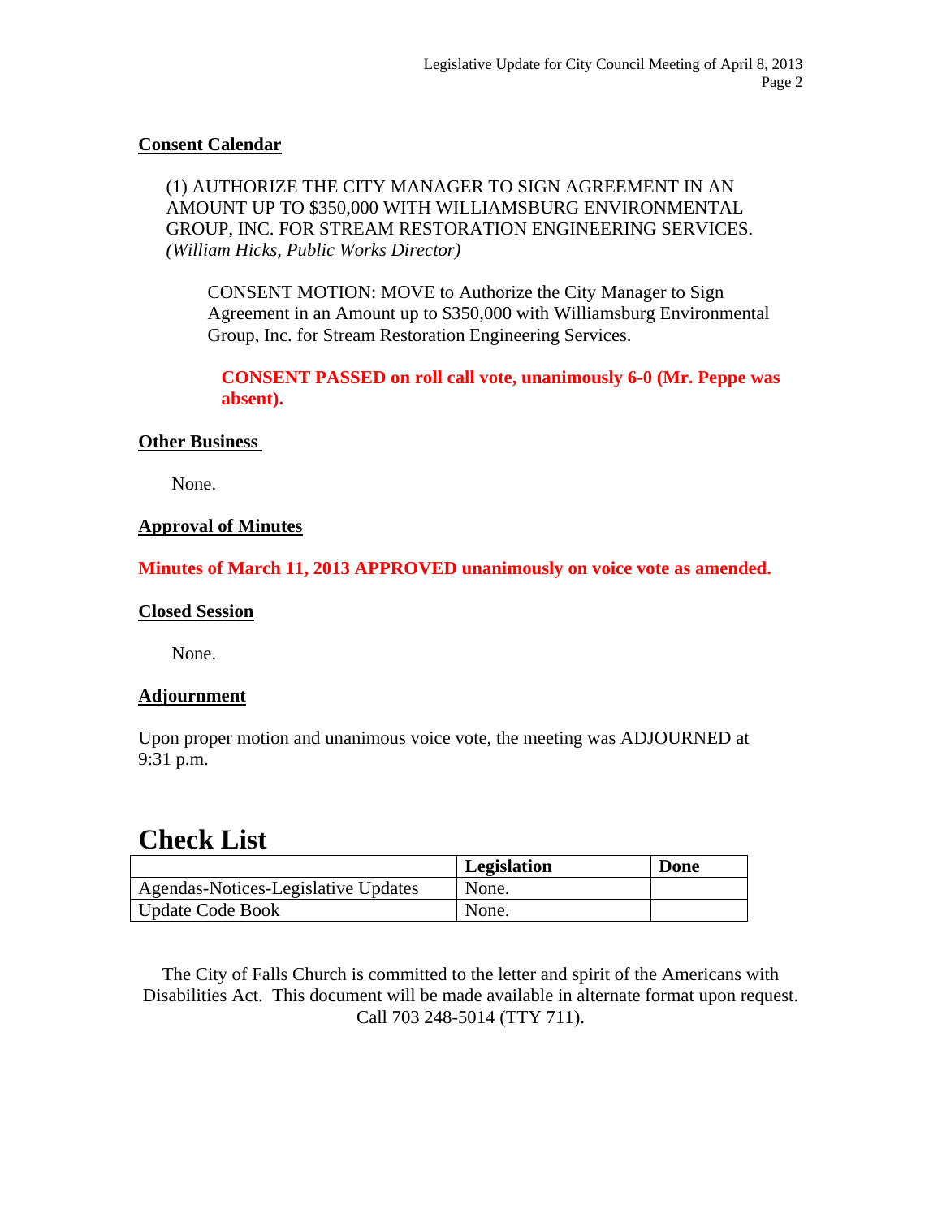**Consent Calendar**

(1) AUTHORIZE THE CITY MANAGER TO SIGN AGREEMENT IN AN AMOUNT UP TO $350,000 WITH WILLIAMSBURG ENVIRONMENTAL GROUP, INC. FOR STREAM RESTORATION ENGINEERING SERVICES. *(William Hicks, Public Works Director)*

CONSENT MOTION: MOVE to Authorize the City Manager to Sign Agreement in an Amount up to $350,000 with Williamsburg Environmental Group, Inc. for Stream Restoration Engineering Services.

**CONSENT PASSED on roll call vote, unanimously 6-0 (Mr. Peppe was absent).**

**Other Business**

None.

**Approval of Minutes**

**Minutes of March 11, 2013 APPROVED unanimously on voice vote as amended.**

**Closed Session**

None.

**Adjournment**

Upon proper motion and unanimous voice vote, the meeting was ADJOURNED at 9:31 p.m.

# Check List

| | Legislation | Done |
|---|---|---|
| Agendas-Notices-Legislative Updates | None. | |
| Update Code Book | None. | |

The City of Falls Church is committed to the letter and spirit of the Americans with Disabilities Act. This document will be made available in alternate format upon request. Call 703 248-5014 (TTY 711).